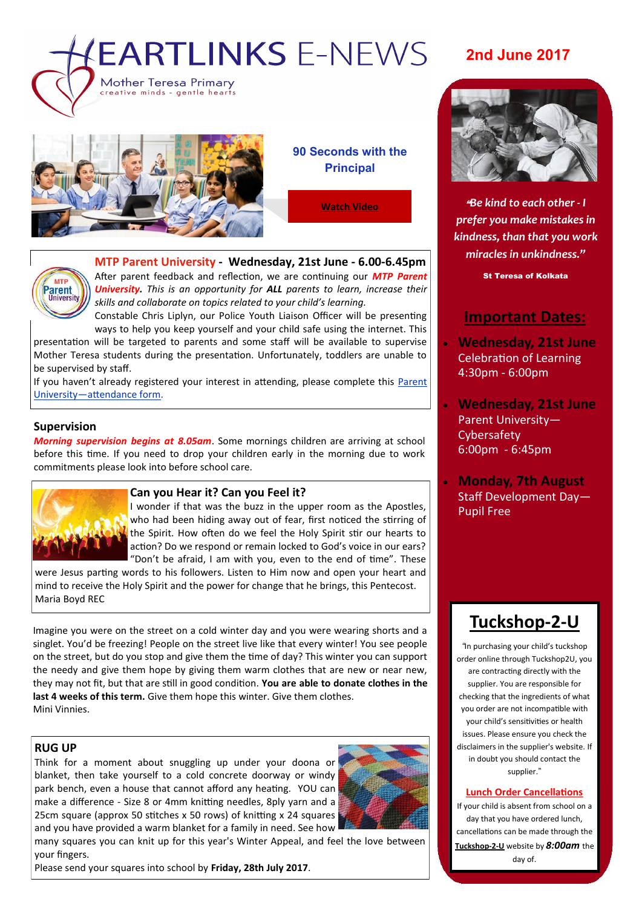# HEARTLINKS E-NEWS

Mother Teresa Primary
creative minds - gentle hearts

**2nd June 2017**

### 90 Seconds with the Principal

Watch Video

### MTP Parent University - Wednesday, 21st June - 6.00-6.45pm

After parent feedback and reflection, we are continuing our ***MTP Parent University***. *This is an opportunity for* ***ALL*** *parents to learn, increase their skills and collaborate on topics related to your child's learning.*

Constable Chris Liplyn, our Police Youth Liaison Officer will be presenting ways to help you keep yourself and your child safe using the internet. This presentation will be targeted to parents and some staff will be available to supervise Mother Teresa students during the presentation. Unfortunately, toddlers are unable to be supervised by staff.

If you haven't already registered your interest in attending, please complete this Parent University—attendance form.

### Supervision

***Morning supervision begins at 8.05am***. Some mornings children are arriving at school before this time. If you need to drop your children early in the morning due to work commitments please look into before school care.

### Can you Hear it? Can you Feel it?

I wonder if that was the buzz in the upper room as the Apostles, who had been hiding away out of fear, first noticed the stirring of the Spirit. How often do we feel the Holy Spirit stir our hearts to action? Do we respond or remain locked to God's voice in our ears? "Don't be afraid, I am with you, even to the end of time". These were Jesus parting words to his followers. Listen to Him now and open your heart and mind to receive the Holy Spirit and the power for change that he brings, this Pentecost.

Maria Boyd REC

Imagine you were on the street on a cold winter day and you were wearing shorts and a singlet. You'd be freezing! People on the street live like that every winter! You see people on the street, but do you stop and give them the time of day? This winter you can support the needy and give them hope by giving them warm clothes that are new or near new, they may not fit, but that are still in good condition. **You are able to donate clothes in the last 4 weeks of this term.** Give them hope this winter. Give them clothes.

Mini Vinnies.

### RUG UP

Think for a moment about snuggling up under your doona or blanket, then take yourself to a cold concrete doorway or windy park bench, even a house that cannot afford any heating. YOU can make a difference - Size 8 or 4mm knitting needles, 8ply yarn and a 25cm square (approx 50 stitches x 50 rows) of knitting x 24 squares and you have provided a warm blanket for a family in need. See how many squares you can knit up for this year's Winter Appeal, and feel the love between your fingers.

Please send your squares into school by **Friday, 28th July 2017**.

*"Be kind to each other - I prefer you make mistakes in kindness, than that you work miracles in unkindness."*

**St Teresa of Kolkata**

## Important Dates:

- **Wednesday, 21st June**
  Celebration of Learning
  4:30pm - 6:00pm
- **Wednesday, 21st June**
  Parent University—Cybersafety
  6:00pm - 6:45pm
- **Monday, 7th August**
  Staff Development Day—Pupil Free

## Tuckshop-2-U

"In purchasing your child's tuckshop order online through Tuckshop2U, you are contracting directly with the supplier. You are responsible for checking that the ingredients of what you order are not incompatible with your child's sensitivities or health issues. Please ensure you check the disclaimers in the supplier's website. If in doubt you should contact the supplier."

**Lunch Order Cancellations**

If your child is absent from school on a day that you have ordered lunch, cancellations can be made through the **Tuckshop-2-U** website by ***8:00am*** the day of.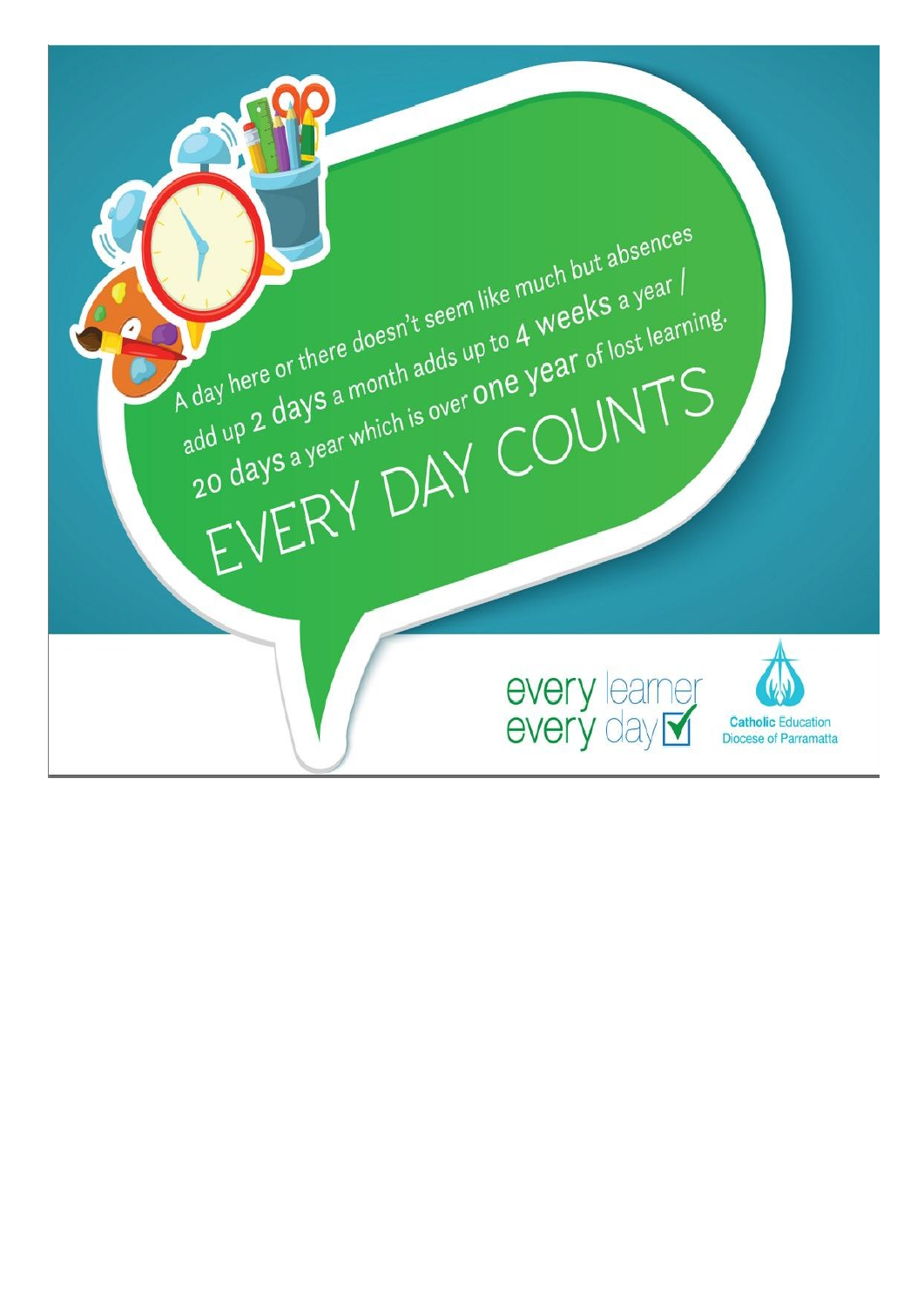A day here or there doesn't seem like much but absences add up 2 days a month adds up to 4 weeks a year / 20 days a year which is over one year of lost learning.

EVERY DAY COUNTS

every learner every day

Catholic Education Diocese of Parramatta